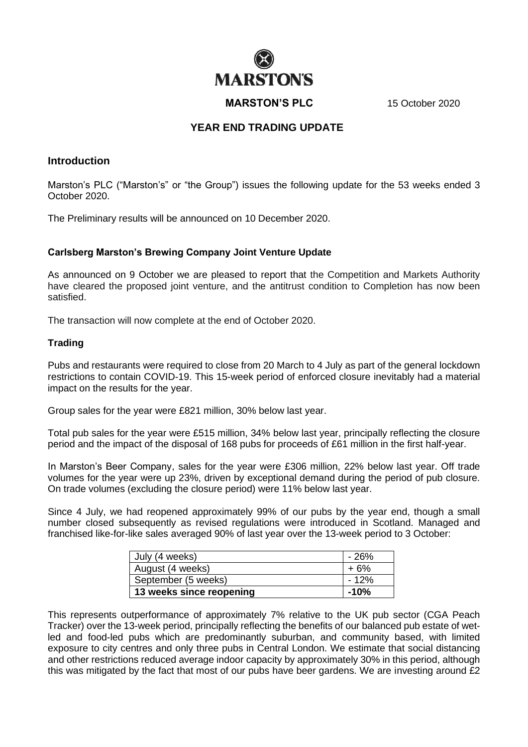# MARSTON'S

**MARSTON'S PLC** 15 October 2020

## YEAR END TRADING UPDATE

### Introduction

Marston's PLC ("Marston's" or "the Group") issues the following update for the 53 weeks ended 3 October 2020.

The Preliminary results will be announced on 10 December 2020.

#### Carlsberg Marston's Brewing Company Joint Venture Update

As announced on 9 October we are pleased to report that the Competition and Markets Authority have cleared the proposed joint venture, and the antitrust condition to Completion has now been satisfied.

The transaction will now complete at the end of October 2020.

#### Trading

Pubs and restaurants were required to close from 20 March to 4 July as part of the general lockdown restrictions to contain COVID-19. This 15-week period of enforced closure inevitably had a material impact on the results for the year.

Group sales for the year were £821 million, 30% below last year.

Total pub sales for the year were £515 million, 34% below last year, principally reflecting the closure period and the impact of the disposal of 168 pubs for proceeds of £61 million in the first half-year.

In Marston's Beer Company, sales for the year were £306 million, 22% below last year. Off trade volumes for the year were up 23%, driven by exceptional demand during the period of pub closure. On trade volumes (excluding the closure period) were 11% below last year.

Since 4 July, we had reopened approximately 99% of our pubs by the year end, though a small number closed subsequently as revised regulations were introduced in Scotland. Managed and franchised like-for-like sales averaged 90% of last year over the 13-week period to 3 October:

| Period | Change |
|---|---|
| July (4 weeks) | - 26% |
| August (4 weeks) | + 6% |
| September (5 weeks) | - 12% |
| **13 weeks since reopening** | **-10%** |

This represents outperformance of approximately 7% relative to the UK pub sector (CGA Peach Tracker) over the 13-week period, principally reflecting the benefits of our balanced pub estate of wet-led and food-led pubs which are predominantly suburban, and community based, with limited exposure to city centres and only three pubs in Central London. We estimate that social distancing and other restrictions reduced average indoor capacity by approximately 30% in this period, although this was mitigated by the fact that most of our pubs have beer gardens. We are investing around £2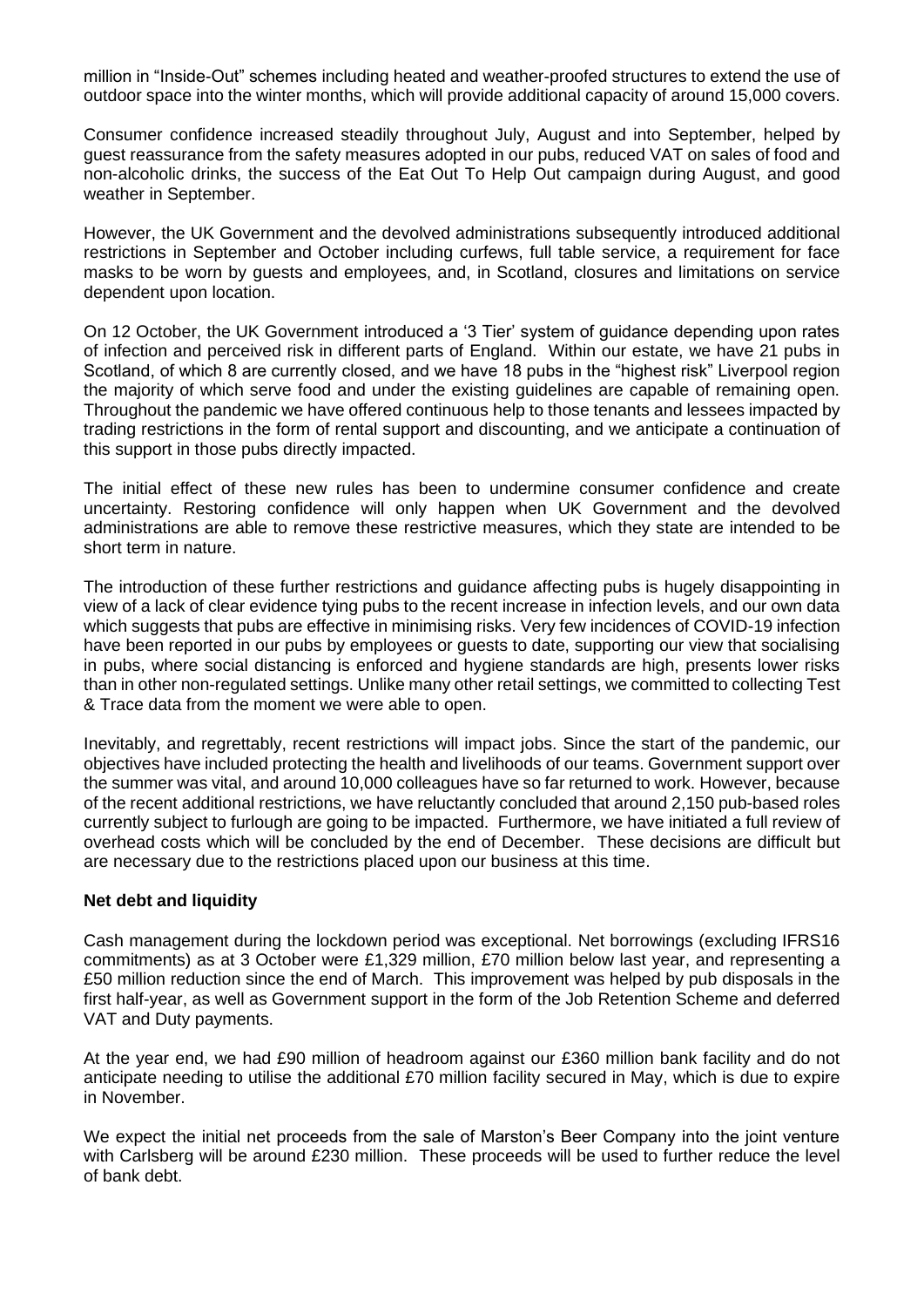million in "Inside-Out" schemes including heated and weather-proofed structures to extend the use of outdoor space into the winter months, which will provide additional capacity of around 15,000 covers.

Consumer confidence increased steadily throughout July, August and into September, helped by guest reassurance from the safety measures adopted in our pubs, reduced VAT on sales of food and non-alcoholic drinks, the success of the Eat Out To Help Out campaign during August, and good weather in September.

However, the UK Government and the devolved administrations subsequently introduced additional restrictions in September and October including curfews, full table service, a requirement for face masks to be worn by guests and employees, and, in Scotland, closures and limitations on service dependent upon location.

On 12 October, the UK Government introduced a '3 Tier' system of guidance depending upon rates of infection and perceived risk in different parts of England. Within our estate, we have 21 pubs in Scotland, of which 8 are currently closed, and we have 18 pubs in the "highest risk" Liverpool region the majority of which serve food and under the existing guidelines are capable of remaining open. Throughout the pandemic we have offered continuous help to those tenants and lessees impacted by trading restrictions in the form of rental support and discounting, and we anticipate a continuation of this support in those pubs directly impacted.

The initial effect of these new rules has been to undermine consumer confidence and create uncertainty. Restoring confidence will only happen when UK Government and the devolved administrations are able to remove these restrictive measures, which they state are intended to be short term in nature.

The introduction of these further restrictions and guidance affecting pubs is hugely disappointing in view of a lack of clear evidence tying pubs to the recent increase in infection levels, and our own data which suggests that pubs are effective in minimising risks. Very few incidences of COVID-19 infection have been reported in our pubs by employees or guests to date, supporting our view that socialising in pubs, where social distancing is enforced and hygiene standards are high, presents lower risks than in other non-regulated settings. Unlike many other retail settings, we committed to collecting Test & Trace data from the moment we were able to open.

Inevitably, and regrettably, recent restrictions will impact jobs. Since the start of the pandemic, our objectives have included protecting the health and livelihoods of our teams. Government support over the summer was vital, and around 10,000 colleagues have so far returned to work. However, because of the recent additional restrictions, we have reluctantly concluded that around 2,150 pub-based roles currently subject to furlough are going to be impacted. Furthermore, we have initiated a full review of overhead costs which will be concluded by the end of December. These decisions are difficult but are necessary due to the restrictions placed upon our business at this time.

**Net debt and liquidity**

Cash management during the lockdown period was exceptional. Net borrowings (excluding IFRS16 commitments) as at 3 October were £1,329 million, £70 million below last year, and representing a £50 million reduction since the end of March. This improvement was helped by pub disposals in the first half-year, as well as Government support in the form of the Job Retention Scheme and deferred VAT and Duty payments.

At the year end, we had £90 million of headroom against our £360 million bank facility and do not anticipate needing to utilise the additional £70 million facility secured in May, which is due to expire in November.

We expect the initial net proceeds from the sale of Marston's Beer Company into the joint venture with Carlsberg will be around £230 million. These proceeds will be used to further reduce the level of bank debt.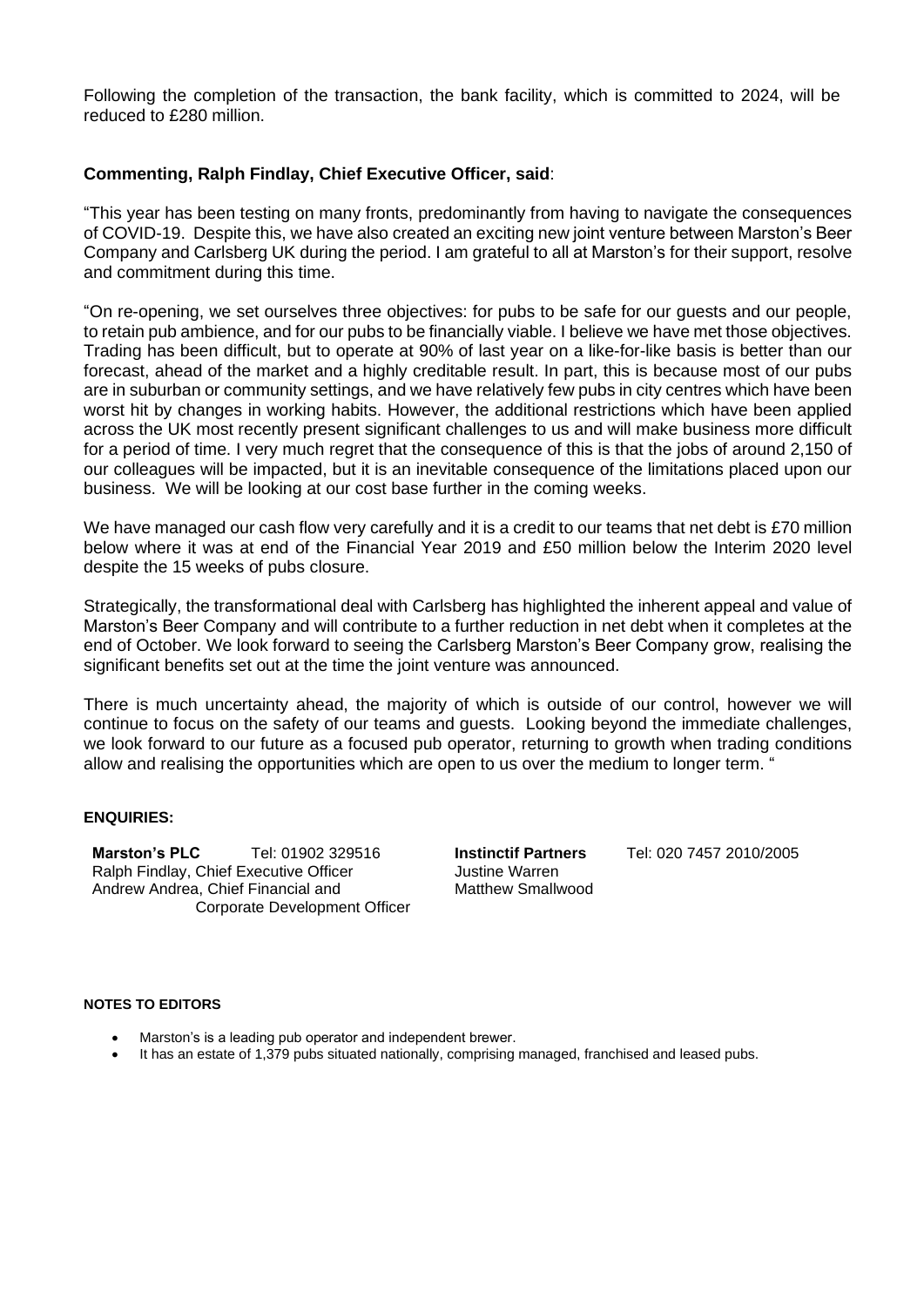Following the completion of the transaction, the bank facility, which is committed to 2024, will be reduced to £280 million.

**Commenting, Ralph Findlay, Chief Executive Officer, said**:

"This year has been testing on many fronts, predominantly from having to navigate the consequences of COVID-19. Despite this, we have also created an exciting new joint venture between Marston's Beer Company and Carlsberg UK during the period. I am grateful to all at Marston's for their support, resolve and commitment during this time.

"On re-opening, we set ourselves three objectives: for pubs to be safe for our guests and our people, to retain pub ambience, and for our pubs to be financially viable. I believe we have met those objectives. Trading has been difficult, but to operate at 90% of last year on a like-for-like basis is better than our forecast, ahead of the market and a highly creditable result. In part, this is because most of our pubs are in suburban or community settings, and we have relatively few pubs in city centres which have been worst hit by changes in working habits. However, the additional restrictions which have been applied across the UK most recently present significant challenges to us and will make business more difficult for a period of time. I very much regret that the consequence of this is that the jobs of around 2,150 of our colleagues will be impacted, but it is an inevitable consequence of the limitations placed upon our business. We will be looking at our cost base further in the coming weeks.

We have managed our cash flow very carefully and it is a credit to our teams that net debt is £70 million below where it was at end of the Financial Year 2019 and £50 million below the Interim 2020 level despite the 15 weeks of pubs closure.

Strategically, the transformational deal with Carlsberg has highlighted the inherent appeal and value of Marston's Beer Company and will contribute to a further reduction in net debt when it completes at the end of October. We look forward to seeing the Carlsberg Marston's Beer Company grow, realising the significant benefits set out at the time the joint venture was announced.

There is much uncertainty ahead, the majority of which is outside of our control, however we will continue to focus on the safety of our teams and guests. Looking beyond the immediate challenges, we look forward to our future as a focused pub operator, returning to growth when trading conditions allow and realising the opportunities which are open to us over the medium to longer term. "

**ENQUIRIES:**

**Marston's PLC** Tel: 01902 329516
Ralph Findlay, Chief Executive Officer
Andrew Andrea, Chief Financial and Corporate Development Officer

**Instinctif Partners** Tel: 020 7457 2010/2005
Justine Warren
Matthew Smallwood

**NOTES TO EDITORS**

- Marston's is a leading pub operator and independent brewer.
- It has an estate of 1,379 pubs situated nationally, comprising managed, franchised and leased pubs.